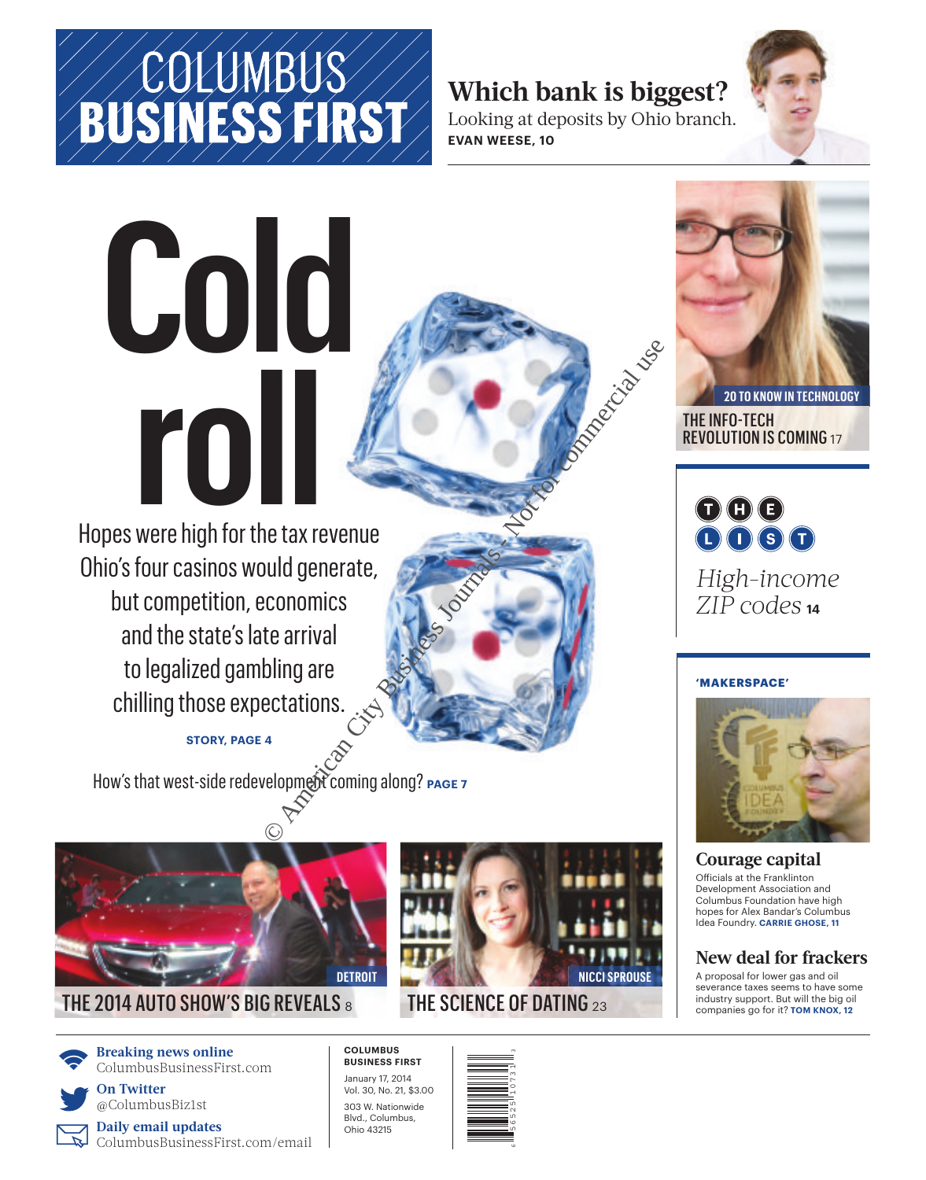# COLUMBUS BUSINESS FIRST

## Which bank is biggest?

Looking at deposits by Ohio branch.
**EVAN WEESE, 10**

# Cold roll

Hopes were high for the tax revenue Ohio's four casinos would generate, but competition, economics and the state's late arrival to legalized gambling are chilling those expectations.

**STORY, PAGE 4**

How's that west-side redevelopment coming along? **PAGE 7**

© American City Business Journals - Not for commercial use

**20 TO KNOW IN TECHNOLOGY**

THE INFO-TECH REVOLUTION IS COMING 17

**THE LIST**

*High-income ZIP codes* **14**

**'MAKERSPACE'**

## Courage capital

Officials at the Franklinton Development Association and Columbus Foundation have high hopes for Alex Bandar's Columbus Idea Foundry. **CARRIE GHOSE, 11**

## New deal for frackers

A proposal for lower gas and oil severance taxes seems to have some industry support. But will the big oil companies go for it? **TOM KNOX, 12**

**DETROIT**

THE 2014 AUTO SHOW'S BIG REVEALS 8

**NICCI SPROUSE**

THE SCIENCE OF DATING 23

**Breaking news online**
ColumbusBusinessFirst.com

**On Twitter**
@ColumbusBiz1st

**Daily email updates**
ColumbusBusinessFirst.com/email

**COLUMBUS BUSINESS FIRST**
January 17, 2014
Vol. 30, No. 21, $3.00
303 W. Nationwide Blvd., Columbus, Ohio 43215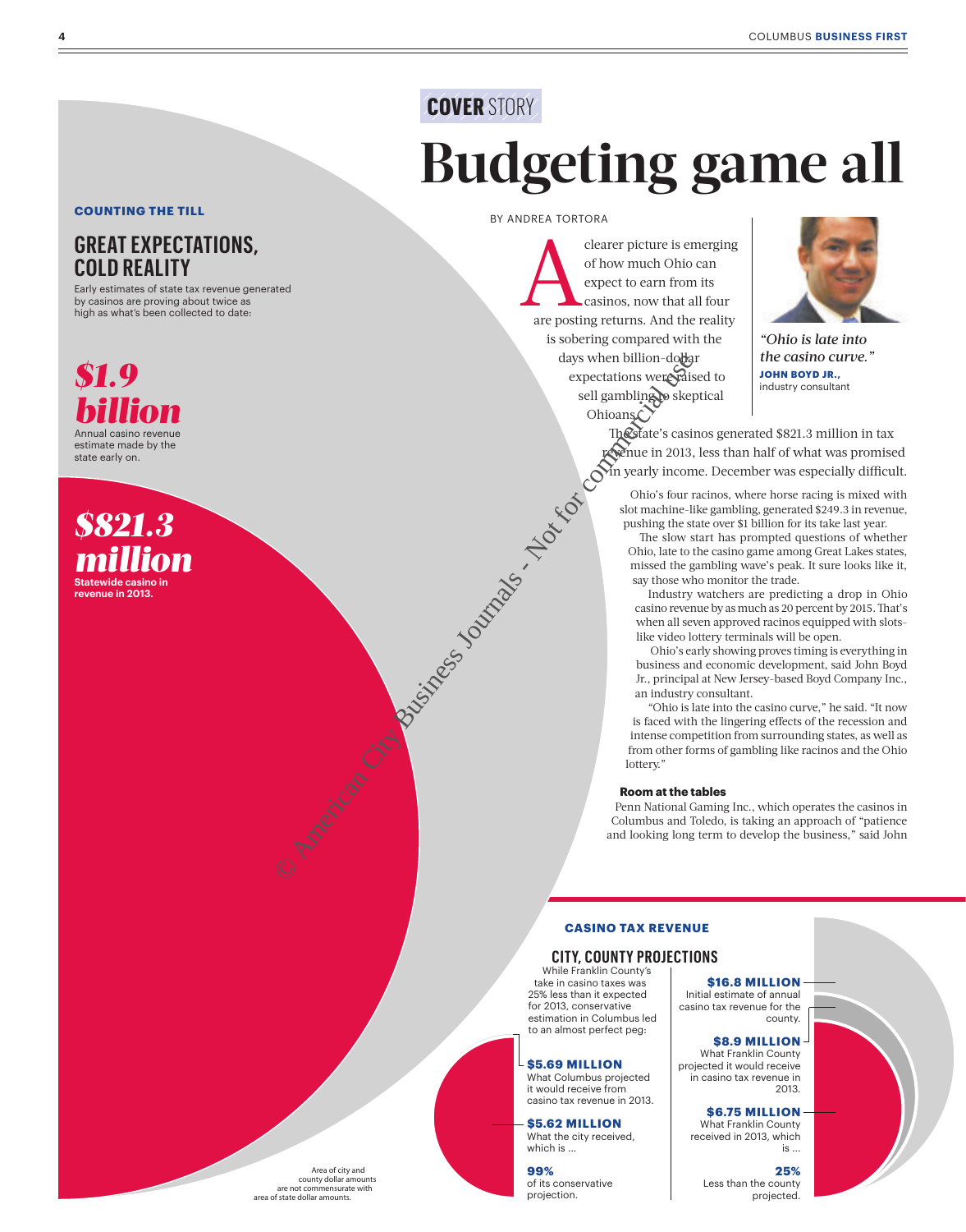COVER STORY

# Budgeting game all

BY ANDREA TORTORA

A clearer picture is emerging of how much Ohio can expect to earn from its casinos, now that all four are posting returns. And the reality is sobering compared with the days when billion-dollar expectations were raised to sell gambling to skeptical Ohioans.

*"Ohio is late into the casino curve."*
**JOHN BOYD JR.,** industry consultant

The state's casinos generated $821.3 million in tax revenue in 2013, less than half of what was promised in yearly income. December was especially difficult.

Ohio's four racinos, where horse racing is mixed with slot machine-like gambling, generated $249.3 in revenue, pushing the state over $1 billion for its take last year.

The slow start has prompted questions of whether Ohio, late to the casino game among Great Lakes states, missed the gambling wave's peak. It sure looks like it, say those who monitor the trade.

Industry watchers are predicting a drop in Ohio casino revenue by as much as 20 percent by 2015. That's when all seven approved racinos equipped with slots-like video lottery terminals will be open.

Ohio's early showing proves timing is everything in business and economic development, said John Boyd Jr., principal at New Jersey-based Boyd Company Inc., an industry consultant.

"Ohio is late into the casino curve," he said. "It now is faced with the lingering effects of the recession and intense competition from surrounding states, as well as from other forms of gambling like racinos and the Ohio lottery."

### Room at the tables

Penn National Gaming Inc., which operates the casinos in Columbus and Toledo, is taking an approach of "patience and looking long term to develop the business," said John

---

**COUNTING THE TILL**

## GREAT EXPECTATIONS, COLD REALITY

Early estimates of state tax revenue generated by casinos are proving about twice as high as what's been collected to date:

***$1.9 billion***
Annual casino revenue estimate made by the state early on.

***$821.3 million***
**Statewide casino in revenue in 2013.**

Area of city and county dollar amounts are not commensurate with area of state dollar amounts.

---

**CASINO TAX REVENUE**

## CITY, COUNTY PROJECTIONS

While Franklin County's take in casino taxes was 25% less than it expected for 2013, conservative estimation in Columbus led to an almost perfect peg:

**$5.69 MILLION**
What Columbus projected it would receive from casino tax revenue in 2013.

**$5.62 MILLION**
What the city received, which is ...

**99%**
of its conservative projection.

**$16.8 MILLION**
Initial estimate of annual casino tax revenue for the county.

**$8.9 MILLION**
What Franklin County projected it would receive in casino tax revenue in 2013.

**$6.75 MILLION**
What Franklin County received in 2013, which is ...

**25%**
Less than the county projected.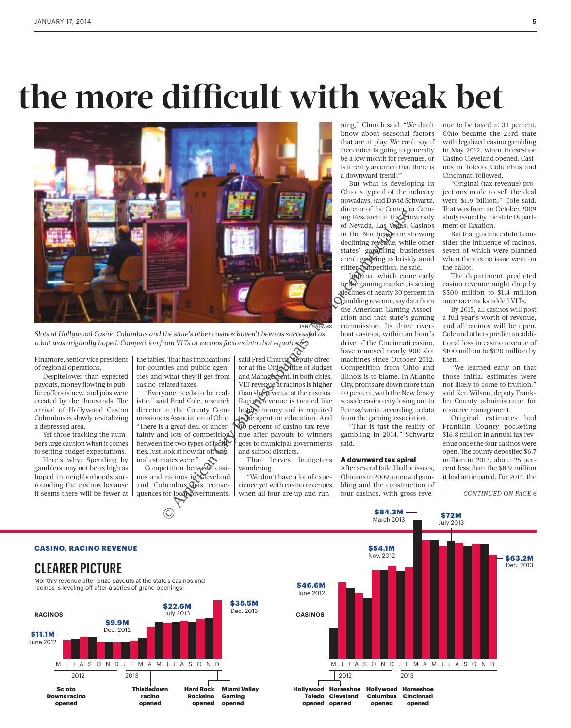# the more difficult with weak bet

JANET ADAMS

*Slots at Hollywood Casino Columbus and the state's other casinos haven't been as successful as what was originally hoped. Competition from VLTs at racinos factors into that equation.*

Finamore, senior vice president of regional operations.

Despite lower-than-expected payouts, money flowing to public coffers is new, and jobs were created by the thousands. The arrival of Hollywood Casino Columbus is slowly revitalizing a depressed area.

Yet those tracking the numbers urge caution when it comes to setting budget expectations.

Here's why: Spending by gamblers may not be as high as hoped in neighborhoods surrounding the casinos because it seems there will be fewer at the tables. That has implications for counties and public agencies and what they'll get from casino-related taxes.

"Everyone needs to be realistic," said Brad Cole, research director at the County Commissioners Association of Ohio. "There is a great deal of uncertainty and lots of competition between the two types of facilities. Just look at how far off original estimates were."

Competition between casinos and racinos in Cleveland and Columbus has consequences for local governments, said Fred Church, deputy director at the Ohio Office of Budget and Management. In both cities, VLT revenue at racinos is higher than slot revenue at the casinos. Racino revenue is treated like lottery money and is required to be spent on education. And 90 percent of casino tax revenue after payouts to winners goes to municipal governments and school districts.

That leaves budgeters wondering.

"We don't have a lot of experience yet with casino revenues when all four are up and running," Church said. "We don't know about seasonal factors that are at play. We can't say if December is going to generally be a low month for revenues, or is it really an omen that there is a downward trend?"

But what is developing in Ohio is typical of the industry nowadays, said David Schwartz, director of the Center for Gaming Research at the University of Nevada, Las Vegas. Casinos in the Northeast are showing declining revenue, while other states' gambling businesses aren't growing as briskly amid stiffer competition, he said.

Indiana, which came early to the gaming market, is seeing declines of nearly 30 percent in gambling revenue, say data from the American Gaming Association and that state's gaming commission. Its three riverboat casinos, within an hour's drive of the Cincinnati casino, have removed nearly 900 slot machines since October 2012. Competition from Ohio and Illinois is to blame. In Atlantic City, profits are down more than 40 percent, with the New Jersey seaside casino city losing out to Pennsylvania, according to data from the gaming association.

"That is just the reality of gambling in 2014," Schwartz said.

### A downward tax spiral

After several failed ballot issues, Ohioans in 2009 approved gambling and the construction of four casinos, with gross revenue to be taxed at 33 percent. Ohio became the 23rd state with legalized casino gambling in May 2012, when Horseshoe Casino Cleveland opened. Casinos in Toledo, Columbus and Cincinnati followed.

"Original (tax revenue) projections made to sell the deal were $1.9 billion," Cole said. That was from an October 2009 study issued by the state Department of Taxation.

But that guidance didn't consider the influence of racinos, seven of which were planned when the casino issue went on the ballot.

The department predicted casino revenue might drop by $500 million to $1.4 million once racetracks added VLTs.

By 2015, all casinos will post a full year's worth of revenue, and all racinos will be open. Cole and others predict an additional loss in casino revenue of $100 million to $120 million by then.

"We learned early on that those initial estimates were not likely to come to fruition," said Ken Wilson, deputy Franklin County administrator for resource management.

Original estimates had Franklin County pocketing $16.8 million in annual tax revenue once the four casinos were open. The county deposited $6.7 million in 2013, about 25 percent less than the $8.9 million it had anticipated. For 2014, the

*CONTINUED ON PAGE 6*

**CASINO, RACINO REVENUE**

## CLEARER PICTURE

Monthly revenue after prize payouts at the state's casinos and racinos is leveling off after a series of grand openings:

**RACINOS**

- **$11.1M** June 2012
- **$9.9M** Dec. 2012
- **$22.6M** July 2013
- **$35.5M** Dec. 2013

Months: M J J A S O N D (2012) J F M A M J J A S O N D (2013)

Scioto Downs racino opened · Thistledown racino opened · Hard Rock Rocksino opened · Miami Valley Gaming opened

**CASINOS**

- **$46.6M** June 2012
- **$54.1M** Nov. 2012
- **$84.3M** March 2013
- **$72M** July 2013
- **$63.2M** Dec. 2013

Months: M J J A S O N D (2012) J F M A M J J A S O N D (2013)

Hollywood Toledo opened · Horseshoe Cleveland opened · Hollywood Columbus opened · Horseshoe Cincinnati opened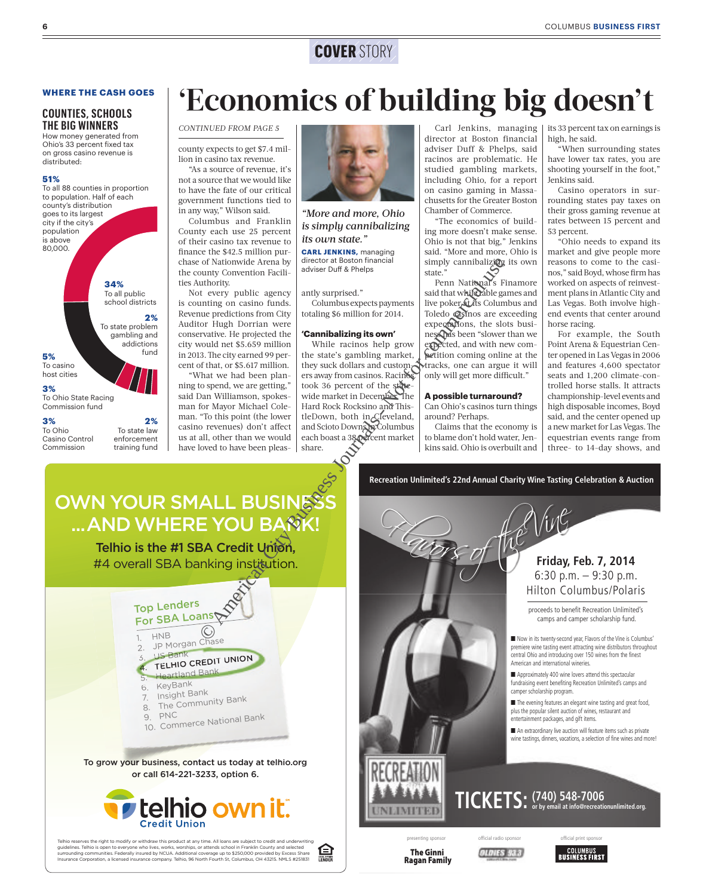COVER STORY

# 'Economics of building big doesn't

### WHERE THE CASH GOES

## COUNTIES, SCHOOLS THE BIG WINNERS

How money generated from Ohio's 33 percent fixed tax on gross casino revenue is distributed:

**51%** To all 88 counties in proportion to population. Half of each county's distribution goes to its largest city if the city's population is above 80,000.

**34%** To all public school districts

**2%** To state problem gambling and addictions fund

**5%** To casino host cities

**3%** To Ohio State Racing Commission fund

**3%** To Ohio Casino Control Commission

**2%** To state law enforcement training fund

*CONTINUED FROM PAGE 5*

county expects to get $7.4 million in casino tax revenue.

"As a source of revenue, it's not a source that we would like to have the fate of our critical government functions tied to in any way," Wilson said.

Columbus and Franklin County each use 25 percent of their casino tax revenue to finance the $42.5 million purchase of Nationwide Arena by the county Convention Facilities Authority.

Not every public agency is counting on casino funds. Revenue predictions from City Auditor Hugh Dorrian were conservative. He projected the city would net $5.659 million in 2013. The city earned 99 percent of that, or $5.617 million.

"What we had been planning to spend, we are getting," said Dan Williamson, spokesman for Mayor Michael Coleman. "To this point (the lower casino revenues) don't affect us at all, other than we would have loved to have been pleasantly surprised."

Columbus expects payments totaling $6 million for 2014.

*"More and more, Ohio is simply cannibalizing its own state."*

**CARL JENKINS,** managing director at Boston financial adviser Duff & Phelps

### 'Cannibalizing its own'

While racinos help grow the state's gambling market, they suck dollars and customers away from casinos. Racinos took 36 percent of the statewide market in December. The Hard Rock Rocksino and ThistleDown, both in Cleveland, and Scioto Downs in Columbus each boast a 38 percent market share.

Carl Jenkins, managing director at Boston financial adviser Duff & Phelps, said racinos are problematic. He studied gambling markets, including Ohio, for a report on casino gaming in Massachusetts for the Greater Boston Chamber of Commerce.

"The economics of building more doesn't make sense. Ohio is not that big," Jenkins said. "More and more, Ohio is simply cannibalizing its own state."

Penn National's Finamore said that while table games and live poker at its Columbus and Toledo casinos are exceeding expectations, the slots business has been "slower than we expected, and with new competition coming online at the tracks, one can argue it will only will get more difficult."

### A possible turnaround?

Can Ohio's casinos turn things around? Perhaps.

Claims that the economy is to blame don't hold water, Jenkins said. Ohio is overbuilt and its 33 percent tax on earnings is high, he said.

"When surrounding states have lower tax rates, you are shooting yourself in the foot," Jenkins said.

Casino operators in surrounding states pay taxes on their gross gaming revenue at rates between 15 percent and 53 percent.

"Ohio needs to expand its market and give people more reasons to come to the casinos," said Boyd, whose firm has worked on aspects of reinvestment plans in Atlantic City and Las Vegas. Both involve high-end events that center around horse racing.

For example, the South Point Arena & Equestrian Center opened in Las Vegas in 2006 and features 4,600 spectator seats and 1,200 climate-controlled horse stalls. It attracts championship-level events and high disposable incomes, Boyd said, and the center opened up a new market for Las Vegas. The equestrian events range from three- to 14-day shows, and

---

## OWN YOUR SMALL BUSINESS ...AND WHERE YOU BANK!

**Telhio is the #1 SBA Credit Union, #4 overall SBA banking institution.**

**Top Lenders For SBA Loans**

1. HNB
2. JP Morgan Chase
3. US Bank
4. TELHIO CREDIT UNION
5. Heartland Bank
6. KeyBank
7. Insight Bank
8. The Community Bank
9. PNC
10. Commerce National Bank

To grow your business, contact us today at telhio.org or call 614-221-3233, option 6.

**telhio own it.** Credit Union

Telhio reserves the right to modify or withdraw this product at any time. All loans are subject to credit and underwriting guidelines. Telhio is open to everyone who lives, works, worships, or attends school in Franklin County and selected surrounding communities. Federally insured by NCUA. Additional coverage up to $250,000 provided by Excess Share Insurance Corporation, a licensed insurance company. Telhio, 96 North Fourth St, Columbus, OH 43215. NMLS #251831

---

**Recreation Unlimited's 22nd Annual Charity Wine Tasting Celebration & Auction**

*Flavors of the Vine*

**Friday, Feb. 7, 2014**
6:30 p.m. – 9:30 p.m.
Hilton Columbus/Polaris

proceeds to benefit Recreation Unlimited's camps and camper scholarship fund.

- Now in its twenty-second year, Flavors of the Vine is Columbus' premiere wine tasting event attracting wine distributors throughout central Ohio and introducing over 150 wines from the finest American and international wineries.
- Approximately 400 wine lovers attend this spectacular fundraising event benefiting Recreation Unlimited's camps and camper scholarship program.
- The evening features an elegant wine tasting and great food, plus the popular silent auction of wines, restaurant and entertainment packages, and gift items.
- An extraordinary live auction will feature items such as private wine tastings, dinners, vacations, a selection of fine wines and more!

RECREATION UNLIMITED

**TICKETS: (740) 548-7006** or by email at info@recreationunlimited.org.

presenting sponsor: The Ginni Ragan Family | official radio sponsor: Oldies 93.3 | official print sponsor: Columbus Business First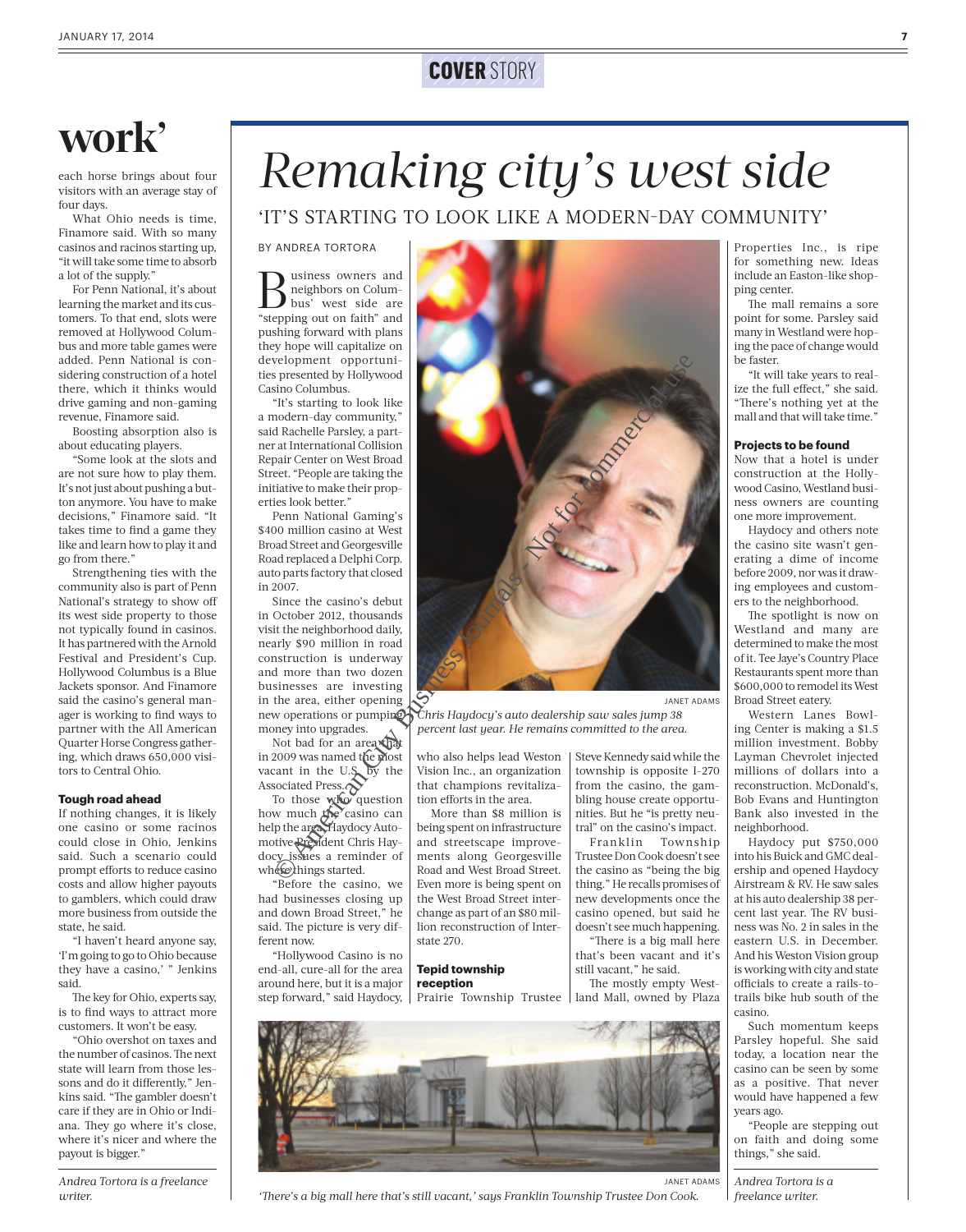# work'

each horse brings about four visitors with an average stay of four days.

What Ohio needs is time, Finamore said. With so many casinos and racinos starting up, "it will take some time to absorb a lot of the supply."

For Penn National, it's about learning the market and its customers. To that end, slots were removed at Hollywood Columbus and more table games were added. Penn National is considering construction of a hotel there, which it thinks would drive gaming and non-gaming revenue, Finamore said.

Boosting absorption also is about educating players.

"Some look at the slots and are not sure how to play them. It's not just about pushing a button anymore. You have to make decisions," Finamore said. "It takes time to find a game they like and learn how to play it and go from there."

Strengthening ties with the community also is part of Penn National's strategy to show off its west side property to those not typically found in casinos. It has partnered with the Arnold Festival and President's Cup. Hollywood Columbus is a Blue Jackets sponsor. And Finamore said the casino's general manager is working to find ways to partner with the All American Quarter Horse Congress gathering, which draws 650,000 visitors to Central Ohio.

### Tough road ahead

If nothing changes, it is likely one casino or some racinos could close in Ohio, Jenkins said. Such a scenario could prompt efforts to reduce casino costs and allow higher payouts to gamblers, which could draw more business from outside the state, he said.

"I haven't heard anyone say, 'I'm going to go to Ohio because they have a casino,' " Jenkins said.

The key for Ohio, experts say, is to find ways to attract more customers. It won't be easy.

"Ohio overshot on taxes and the number of casinos. The next state will learn from those lessons and do it differently," Jenkins said. "The gambler doesn't care if they are in Ohio or Indiana. They go where it's close, where it's nicer and where the payout is bigger."

*Andrea Tortora is a freelance writer.*

# Remaking city's west side

## 'IT'S STARTING TO LOOK LIKE A MODERN-DAY COMMUNITY'

BY ANDREA TORTORA

Business owners and neighbors on Columbus' west side are "stepping out on faith" and pushing forward with plans they hope will capitalize on development opportunities presented by Hollywood Casino Columbus.

"It's starting to look like a modern-day community," said Rachelle Parsley, a partner at International Collision Repair Center on West Broad Street. "People are taking the initiative to make their properties look better."

Penn National Gaming's $400 million casino at West Broad Street and Georgesville Road replaced a Delphi Corp. auto parts factory that closed in 2007.

Since the casino's debut in October 2012, thousands visit the neighborhood daily, nearly $90 million in road construction is underway and more than two dozen businesses are investing in the area, either opening new operations or pumping money into upgrades.

Not bad for an area that in 2009 was named the most vacant in the U.S. by the Associated Press.

To those who question how much the casino can help the area, Haydocy Automotive President Chris Haydocy issues a reminder of where things started.

"Before the casino, we had businesses closing up and down Broad Street," he said. The picture is very different now.

"Hollywood Casino is no end-all, cure-all for the area around here, but it is a major step forward," said Haydocy, who also helps lead Weston Vision Inc., an organization that champions revitalization efforts in the area.

More than $8 million is being spent on infrastructure and streetscape improvements along Georgesville Road and West Broad Street. Even more is being spent on the West Broad Street interchange as part of an $80 million reconstruction of Interstate 270.

JANET ADAMS

*Chris Haydocy's auto dealership saw sales jump 38 percent last year. He remains committed to the area.*

### Tepid township reception

Prairie Township Trustee Steve Kennedy said while the township is opposite I-270 from the casino, the gambling house create opportunities. But he "is pretty neutral" on the casino's impact.

Franklin Township Trustee Don Cook doesn't see the casino as "being the big thing." He recalls promises of new developments once the casino opened, but said he doesn't see much happening.

"There is a big mall here that's been vacant and it's still vacant," he said.

The mostly empty Westland Mall, owned by Plaza Properties Inc., is ripe for something new. Ideas include an Easton-like shopping center.

The mall remains a sore point for some. Parsley said many in Westland were hoping the pace of change would be faster.

"It will take years to realize the full effect," she said. "There's nothing yet at the mall and that will take time."

### Projects to be found

Now that a hotel is under construction at the Hollywood Casino, Westland business owners are counting one more improvement.

Haydocy and others note the casino site wasn't generating a dime of income before 2009, nor was it drawing employees and customers to the neighborhood.

The spotlight is now on Westland and many are determined to make the most of it. Tee Jaye's Country Place Restaurants spent more than $600,000 to remodel its West Broad Street eatery.

Western Lanes Bowling Center is making a $1.5 million investment. Bobby Layman Chevrolet injected millions of dollars into a reconstruction. McDonald's, Bob Evans and Huntington Bank also invested in the neighborhood.

Haydocy put $750,000 into his Buick and GMC dealership and opened Haydocy Airstream & RV. He saw sales at his auto dealership 38 percent last year. The RV business was No. 2 in sales in the eastern U.S. in December. And his Weston Vision group is working with city and state officials to create a rails-to-trails bike hub south of the casino.

Such momentum keeps Parsley hopeful. She said today, a location near the casino can be seen by some as a positive. That never would have happened a few years ago.

"People are stepping out on faith and doing some things," she said.

JANET ADAMS

*'There's a big mall here that's still vacant,' says Franklin Township Trustee Don Cook.*

*Andrea Tortora is a freelance writer.*